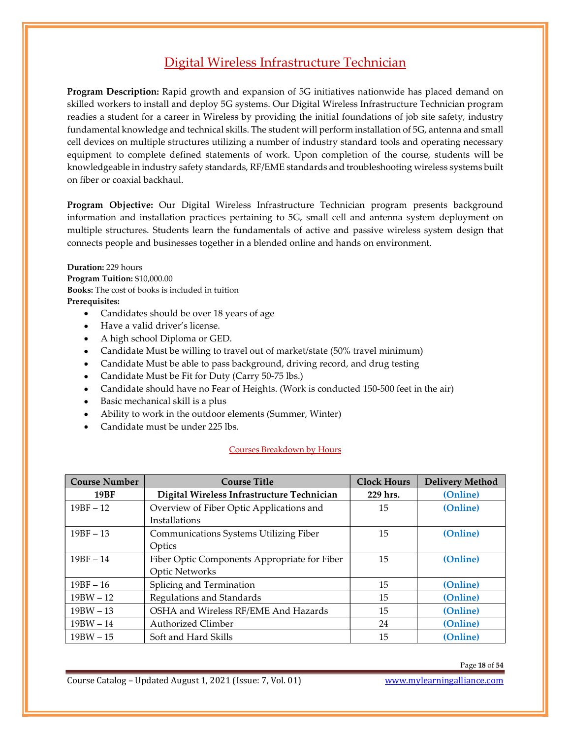# Digital Wireless Infrastructure Technician

**Program Description:** Rapid growth and expansion of 5G initiatives nationwide has placed demand on skilled workers to install and deploy 5G systems. Our Digital Wireless Infrastructure Technician program readies a student for a career in Wireless by providing the initial foundations of job site safety, industry fundamental knowledge and technical skills. The student will perform installation of 5G, antenna and small cell devices on multiple structures utilizing a number of industry standard tools and operating necessary equipment to complete defined statements of work. Upon completion of the course, students will be knowledgeable in industry safety standards, RF/EME standards and troubleshooting wireless systems built on fiber or coaxial backhaul.

**Program Objective:** Our Digital Wireless Infrastructure Technician program presents background information and installation practices pertaining to 5G, small cell and antenna system deployment on multiple structures. Students learn the fundamentals of active and passive wireless system design that connects people and businesses together in a blended online and hands on environment.

**Duration:** 229 hours
**Program Tuition:** $10,000.00
**Books:** The cost of books is included in tuition
**Prerequisites:**

- Candidates should be over 18 years of age
- Have a valid driver's license.
- A high school Diploma or GED.
- Candidate Must be willing to travel out of market/state (50% travel minimum)
- Candidate Must be able to pass background, driving record, and drug testing
- Candidate Must be Fit for Duty (Carry 50-75 lbs.)
- Candidate should have no Fear of Heights. (Work is conducted 150-500 feet in the air)
- Basic mechanical skill is a plus
- Ability to work in the outdoor elements (Summer, Winter)
- Candidate must be under 225 lbs.

## Courses Breakdown by Hours

| Course Number | Course Title | Clock Hours | Delivery Method |
|---|---|---|---|
| **19BF** | **Digital Wireless Infrastructure Technician** | **229 hrs.** | **(Online)** |
| 19BF – 12 | Overview of Fiber Optic Applications and Installations | 15 | **(Online)** |
| 19BF – 13 | Communications Systems Utilizing Fiber Optics | 15 | **(Online)** |
| 19BF – 14 | Fiber Optic Components Appropriate for Fiber Optic Networks | 15 | **(Online)** |
| 19BF – 16 | Splicing and Termination | 15 | **(Online)** |
| 19BW – 12 | Regulations and Standards | 15 | **(Online)** |
| 19BW – 13 | OSHA and Wireless RF/EME And Hazards | 15 | **(Online)** |
| 19BW – 14 | Authorized Climber | 24 | **(Online)** |
| 19BW – 15 | Soft and Hard Skills | 15 | **(Online)** |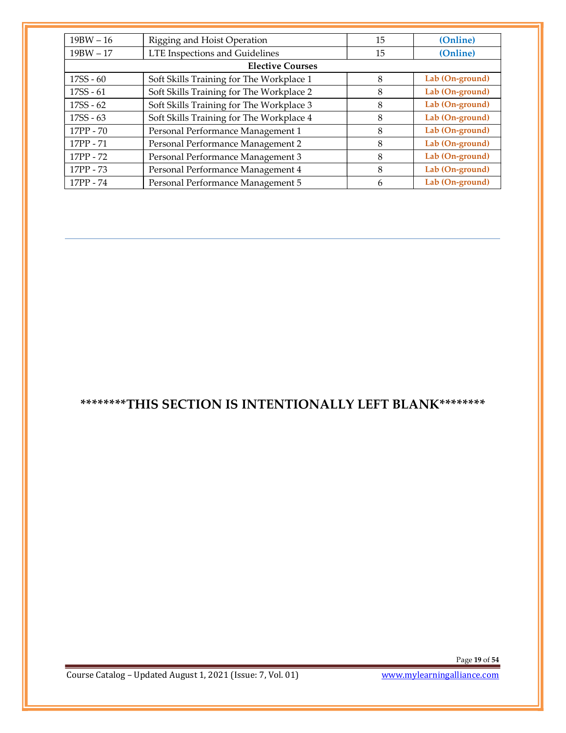| | | | |
|---|---|---|---|
| 19BW – 16 | Rigging and Hoist Operation | 15 | **(Online)** |
| 19BW – 17 | LTE Inspections and Guidelines | 15 | **(Online)** |
| **Elective Courses** | | | |
| 17SS - 60 | Soft Skills Training for The Workplace 1 | 8 | **Lab (On-ground)** |
| 17SS - 61 | Soft Skills Training for The Workplace 2 | 8 | **Lab (On-ground)** |
| 17SS - 62 | Soft Skills Training for The Workplace 3 | 8 | **Lab (On-ground)** |
| 17SS - 63 | Soft Skills Training for The Workplace 4 | 8 | **Lab (On-ground)** |
| 17PP - 70 | Personal Performance Management 1 | 8 | **Lab (On-ground)** |
| 17PP - 71 | Personal Performance Management 2 | 8 | **Lab (On-ground)** |
| 17PP - 72 | Personal Performance Management 3 | 8 | **Lab (On-ground)** |
| 17PP - 73 | Personal Performance Management 4 | 8 | **Lab (On-ground)** |
| 17PP - 74 | Personal Performance Management 5 | 6 | **Lab (On-ground)** |

---

**********THIS SECTION IS INTENTIONALLY LEFT BLANK**********